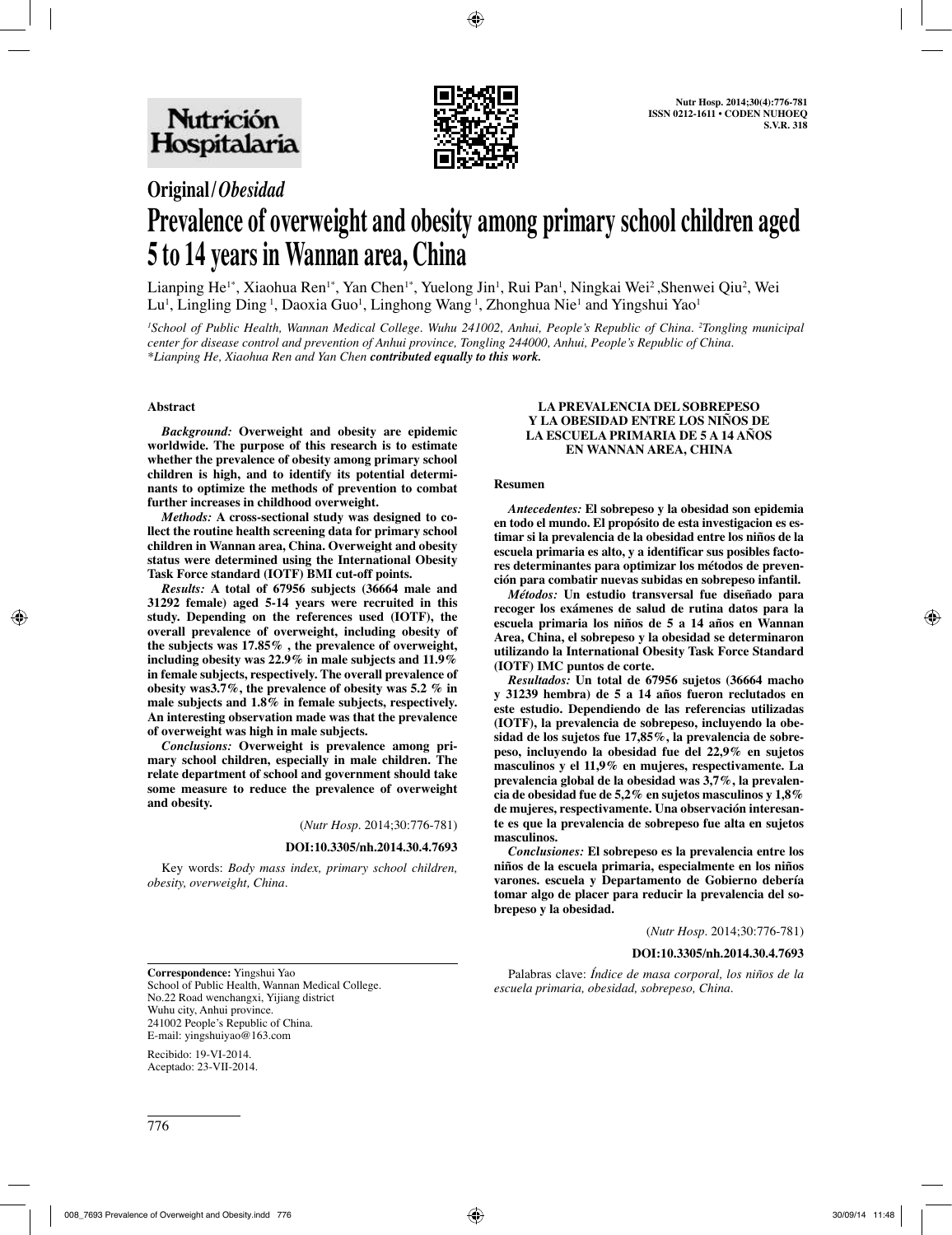Original/*Obesidad*

# Prevalence of overweight and obesity among primary school children aged 5 to 14 years in Wannan area, China

Lianping He[1*], Xiaohua Ren[1*], Yan Chen[1*], Yuelong Jin[1], Rui Pan[1], Ningkai Wei[2], Shenwei Qiu[2], Wei Lu[1], Lingling Ding[1], Daoxia Guo[1], Linghong Wang[1], Zhonghua Nie[1] and Yingshui Yao[1]

[1]*School of Public Health, Wannan Medical College. Wuhu 241002, Anhui, People's Republic of China.* [2]*Tongling municipal center for disease control and prevention of Anhui province, Tongling 244000, Anhui, People's Republic of China.*
*\*Lianping He, Xiaohua Ren and Yan Chen* ***contributed equally to this work.***

## Abstract

***Background:*** **Overweight and obesity are epidemic worldwide. The purpose of this research is to estimate whether the prevalence of obesity among primary school children is high, and to identify its potential determinants to optimize the methods of prevention to combat further increases in childhood overweight.**

***Methods:*** **A cross-sectional study was designed to collect the routine health screening data for primary school children in Wannan area, China. Overweight and obesity status were determined using the International Obesity Task Force standard (IOTF) BMI cut-off points.**

***Results:*** **A total of 67956 subjects (36664 male and 31292 female) aged 5-14 years were recruited in this study. Depending on the references used (IOTF), the overall prevalence of overweight, including obesity of the subjects was 17.85% , the prevalence of overweight, including obesity was 22.9% in male subjects and 11.9% in female subjects, respectively. The overall prevalence of obesity was3.7%, the prevalence of obesity was 5.2 % in male subjects and 1.8% in female subjects, respectively. An interesting observation made was that the prevalence of overweight was high in male subjects.**

***Conclusions:*** **Overweight is prevalence among primary school children, especially in male children. The relate department of school and government should take some measure to reduce the prevalence of overweight and obesity.**

(*Nutr Hosp.* 2014;30:776-781)

**DOI:10.3305/nh.2014.30.4.7693**

Key words: *Body mass index, primary school children, obesity, overweight, China.*

## LA PREVALENCIA DEL SOBREPESO Y LA OBESIDAD ENTRE LOS NIÑOS DE LA ESCUELA PRIMARIA DE 5 A 14 AÑOS EN WANNAN AREA, CHINA

### Resumen

***Antecedentes:*** **El sobrepeso y la obesidad son epidemia en todo el mundo. El propósito de esta investigacion es estimar si la prevalencia de la obesidad entre los niños de la escuela primaria es alto, y a identificar sus posibles factores determinantes para optimizar los métodos de prevención para combatir nuevas subidas en sobrepeso infantil.**

***Métodos:*** **Un estudio transversal fue diseñado para recoger los exámenes de salud de rutina datos para la escuela primaria los niños de 5 a 14 años en Wannan Area, China, el sobrepeso y la obesidad se determinaron utilizando la International Obesity Task Force Standard (IOTF) IMC puntos de corte.**

***Resultados:*** **Un total de 67956 sujetos (36664 macho y 31239 hembra) de 5 a 14 años fueron reclutados en este estudio. Dependiendo de las referencias utilizadas (IOTF), la prevalencia de sobrepeso, incluyendo la obesidad de los sujetos fue 17,85%, la prevalencia de sobrepeso, incluyendo la obesidad fue del 22,9% en sujetos masculinos y el 11,9% en mujeres, respectivamente. La prevalencia global de la obesidad was 3,7%, la prevalencia de obesidad fue de 5,2% en sujetos masculinos y 1,8% de mujeres, respectivamente. Una observación interesante es que la prevalencia de sobrepeso fue alta en sujetos masculinos.**

***Conclusiones:*** **El sobrepeso es la prevalencia entre los niños de la escuela primaria, especialmente en los niños varones. escuela y Departamento de Gobierno debería tomar algo de placer para reducir la prevalencia del sobrepeso y la obesidad.**

(*Nutr Hosp.* 2014;30:776-781)

**DOI:10.3305/nh.2014.30.4.7693**

Palabras clave: *Índice de masa corporal, los niños de la escuela primaria, obesidad, sobrepeso, China.*

---

**Correspondence:** Yingshui Yao
School of Public Health, Wannan Medical College.
No.22 Road wenchangxi, Yijiang district
Wuhu city, Anhui province.
241002 People's Republic of China.
E-mail: yingshuiyao@163.com

Recibido: 19-VI-2014.
Aceptado: 23-VII-2014.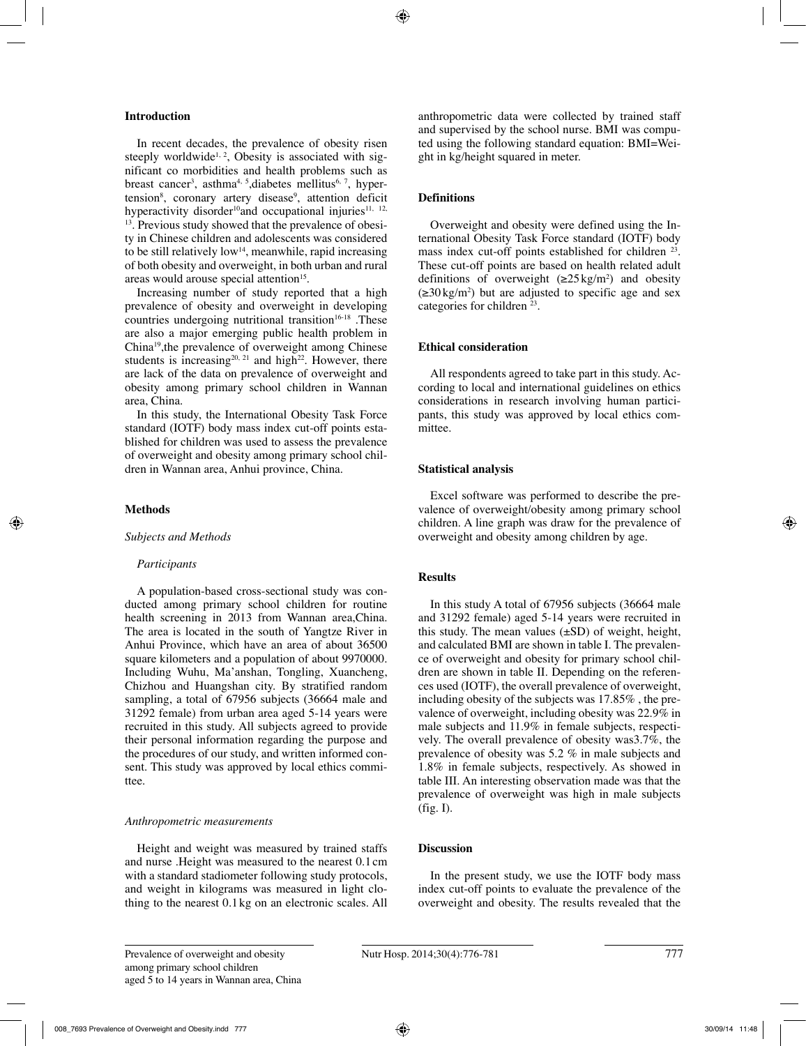## Introduction

In recent decades, the prevalence of obesity risen steeply worldwide[1, 2], Obesity is associated with significant co morbidities and health problems such as breast cancer[3], asthma[4, 5],diabetes mellitus[6, 7], hypertension[8], coronary artery disease[9], attention deficit hyperactivity disorder[10]and occupational injuries[11, 12, 13]. Previous study showed that the prevalence of obesity in Chinese children and adolescents was considered to be still relatively low[14], meanwhile, rapid increasing of both obesity and overweight, in both urban and rural areas would arouse special attention[15].

Increasing number of study reported that a high prevalence of obesity and overweight in developing countries undergoing nutritional transition[16-18] .These are also a major emerging public health problem in China[19],the prevalence of overweight among Chinese students is increasing[20, 21] and high[22]. However, there are lack of the data on prevalence of overweight and obesity among primary school children in Wannan area, China.

In this study, the International Obesity Task Force standard (IOTF) body mass index cut-off points established for children was used to assess the prevalence of overweight and obesity among primary school children in Wannan area, Anhui province, China.

## Methods

### *Subjects and Methods*

#### *Participants*

A population-based cross-sectional study was conducted among primary school children for routine health screening in 2013 from Wannan area,China. The area is located in the south of Yangtze River in Anhui Province, which have an area of about 36500 square kilometers and a population of about 9970000. Including Wuhu, Ma'anshan, Tongling, Xuancheng, Chizhou and Huangshan city. By stratified random sampling, a total of 67956 subjects (36664 male and 31292 female) from urban area aged 5-14 years were recruited in this study. All subjects agreed to provide their personal information regarding the purpose and the procedures of our study, and written informed consent. This study was approved by local ethics committee.

### *Anthropometric measurements*

Height and weight was measured by trained staffs and nurse .Height was measured to the nearest 0.1 cm with a standard stadiometer following study protocols, and weight in kilograms was measured in light clothing to the nearest 0.1 kg on an electronic scales. All anthropometric data were collected by trained staff and supervised by the school nurse. BMI was computed using the following standard equation: BMI=Weight in kg/height squared in meter.

## Definitions

Overweight and obesity were defined using the International Obesity Task Force standard (IOTF) body mass index cut-off points established for children [23]. These cut-off points are based on health related adult definitions of overweight ($\geq 25\,kg/m^2$) and obesity ($\geq 30\,kg/m^2$) but are adjusted to specific age and sex categories for children [23].

## Ethical consideration

All respondents agreed to take part in this study. According to local and international guidelines on ethics considerations in research involving human participants, this study was approved by local ethics committee.

## Statistical analysis

Excel software was performed to describe the prevalence of overweight/obesity among primary school children. A line graph was draw for the prevalence of overweight and obesity among children by age.

## Results

In this study A total of 67956 subjects (36664 male and 31292 female) aged 5-14 years were recruited in this study. The mean values (±SD) of weight, height, and calculated BMI are shown in table I. The prevalence of overweight and obesity for primary school children are shown in table II. Depending on the references used (IOTF), the overall prevalence of overweight, including obesity of the subjects was 17.85% , the prevalence of overweight, including obesity was 22.9% in male subjects and 11.9% in female subjects, respectively. The overall prevalence of obesity was3.7%, the prevalence of obesity was 5.2 % in male subjects and 1.8% in female subjects, respectively. As showed in table III. An interesting observation made was that the prevalence of overweight was high in male subjects (fig. I).

## Discussion

In the present study, we use the IOTF body mass index cut-off points to evaluate the prevalence of the overweight and obesity. The results revealed that the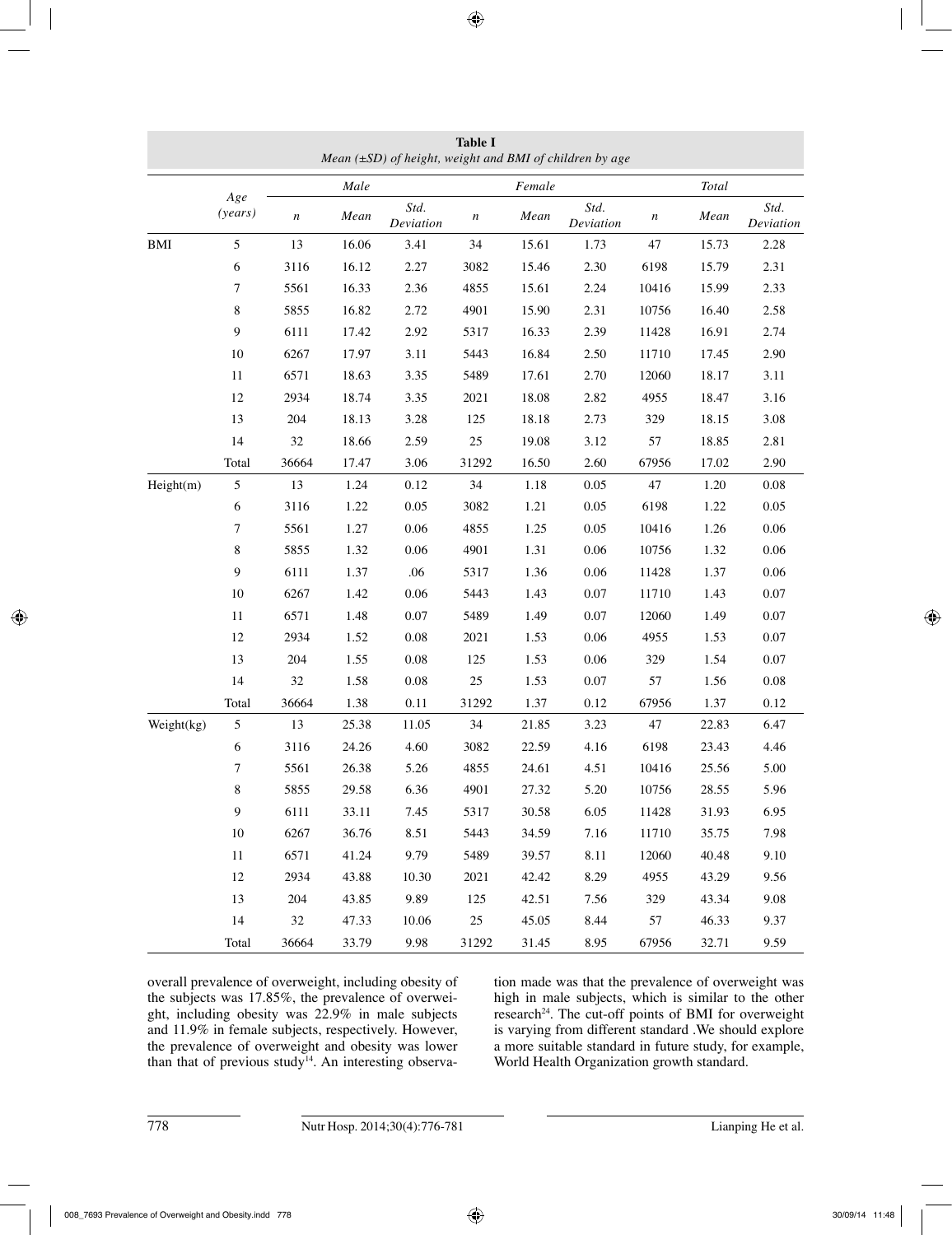**Table I**
*Mean (±SD) of height, weight and BMI of children by age*

| | Age (years) | Male | | | Female | | | Total | | |
|---|---|---|---|---|---|---|---|---|---|---|
| | | *n* | Mean | Std. Deviation | *n* | Mean | Std. Deviation | *n* | Mean | Std. Deviation |
| BMI | 5 | 13 | 16.06 | 3.41 | 34 | 15.61 | 1.73 | 47 | 15.73 | 2.28 |
| | 6 | 3116 | 16.12 | 2.27 | 3082 | 15.46 | 2.30 | 6198 | 15.79 | 2.31 |
| | 7 | 5561 | 16.33 | 2.36 | 4855 | 15.61 | 2.24 | 10416 | 15.99 | 2.33 |
| | 8 | 5855 | 16.82 | 2.72 | 4901 | 15.90 | 2.31 | 10756 | 16.40 | 2.58 |
| | 9 | 6111 | 17.42 | 2.92 | 5317 | 16.33 | 2.39 | 11428 | 16.91 | 2.74 |
| | 10 | 6267 | 17.97 | 3.11 | 5443 | 16.84 | 2.50 | 11710 | 17.45 | 2.90 |
| | 11 | 6571 | 18.63 | 3.35 | 5489 | 17.61 | 2.70 | 12060 | 18.17 | 3.11 |
| | 12 | 2934 | 18.74 | 3.35 | 2021 | 18.08 | 2.82 | 4955 | 18.47 | 3.16 |
| | 13 | 204 | 18.13 | 3.28 | 125 | 18.18 | 2.73 | 329 | 18.15 | 3.08 |
| | 14 | 32 | 18.66 | 2.59 | 25 | 19.08 | 3.12 | 57 | 18.85 | 2.81 |
| | Total | 36664 | 17.47 | 3.06 | 31292 | 16.50 | 2.60 | 67956 | 17.02 | 2.90 |
| Height(m) | 5 | 13 | 1.24 | 0.12 | 34 | 1.18 | 0.05 | 47 | 1.20 | 0.08 |
| | 6 | 3116 | 1.22 | 0.05 | 3082 | 1.21 | 0.05 | 6198 | 1.22 | 0.05 |
| | 7 | 5561 | 1.27 | 0.06 | 4855 | 1.25 | 0.05 | 10416 | 1.26 | 0.06 |
| | 8 | 5855 | 1.32 | 0.06 | 4901 | 1.31 | 0.06 | 10756 | 1.32 | 0.06 |
| | 9 | 6111 | 1.37 | .06 | 5317 | 1.36 | 0.06 | 11428 | 1.37 | 0.06 |
| | 10 | 6267 | 1.42 | 0.06 | 5443 | 1.43 | 0.07 | 11710 | 1.43 | 0.07 |
| | 11 | 6571 | 1.48 | 0.07 | 5489 | 1.49 | 0.07 | 12060 | 1.49 | 0.07 |
| | 12 | 2934 | 1.52 | 0.08 | 2021 | 1.53 | 0.06 | 4955 | 1.53 | 0.07 |
| | 13 | 204 | 1.55 | 0.08 | 125 | 1.53 | 0.06 | 329 | 1.54 | 0.07 |
| | 14 | 32 | 1.58 | 0.08 | 25 | 1.53 | 0.07 | 57 | 1.56 | 0.08 |
| | Total | 36664 | 1.38 | 0.11 | 31292 | 1.37 | 0.12 | 67956 | 1.37 | 0.12 |
| Weight(kg) | 5 | 13 | 25.38 | 11.05 | 34 | 21.85 | 3.23 | 47 | 22.83 | 6.47 |
| | 6 | 3116 | 24.26 | 4.60 | 3082 | 22.59 | 4.16 | 6198 | 23.43 | 4.46 |
| | 7 | 5561 | 26.38 | 5.26 | 4855 | 24.61 | 4.51 | 10416 | 25.56 | 5.00 |
| | 8 | 5855 | 29.58 | 6.36 | 4901 | 27.32 | 5.20 | 10756 | 28.55 | 5.96 |
| | 9 | 6111 | 33.11 | 7.45 | 5317 | 30.58 | 6.05 | 11428 | 31.93 | 6.95 |
| | 10 | 6267 | 36.76 | 8.51 | 5443 | 34.59 | 7.16 | 11710 | 35.75 | 7.98 |
| | 11 | 6571 | 41.24 | 9.79 | 5489 | 39.57 | 8.11 | 12060 | 40.48 | 9.10 |
| | 12 | 2934 | 43.88 | 10.30 | 2021 | 42.42 | 8.29 | 4955 | 43.29 | 9.56 |
| | 13 | 204 | 43.85 | 9.89 | 125 | 42.51 | 7.56 | 329 | 43.34 | 9.08 |
| | 14 | 32 | 47.33 | 10.06 | 25 | 45.05 | 8.44 | 57 | 46.33 | 9.37 |
| | Total | 36664 | 33.79 | 9.98 | 31292 | 31.45 | 8.95 | 67956 | 32.71 | 9.59 |

overall prevalence of overweight, including obesity of the subjects was 17.85%, the prevalence of overweight, including obesity was 22.9% in male subjects and 11.9% in female subjects, respectively. However, the prevalence of overweight and obesity was lower than that of previous study[14]. An interesting observation made was that the prevalence of overweight was high in male subjects, which is similar to the other research[24]. The cut-off points of BMI for overweight is varying from different standard .We should explore a more suitable standard in future study, for example, World Health Organization growth standard.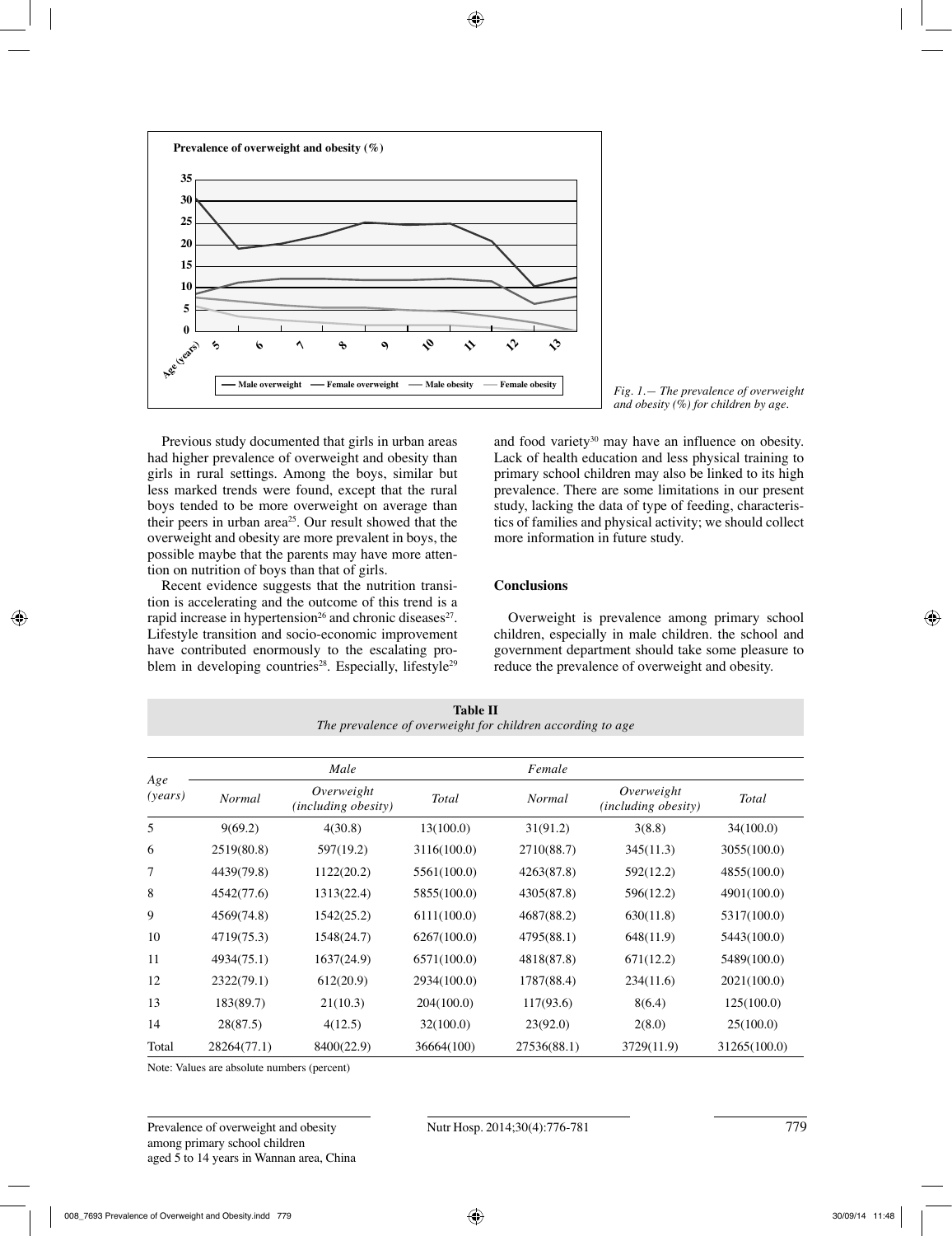Fig. 1.— The prevalence of overweight and obesity (%) for children by age.

Previous study documented that girls in urban areas had higher prevalence of overweight and obesity than girls in rural settings. Among the boys, similar but less marked trends were found, except that the rural boys tended to be more overweight on average than their peers in urban area[25]. Our result showed that the overweight and obesity are more prevalent in boys, the possible maybe that the parents may have more attention on nutrition of boys than that of girls.

Recent evidence suggests that the nutrition transition is accelerating and the outcome of this trend is a rapid increase in hypertension[26] and chronic diseases[27]. Lifestyle transition and socio-economic improvement have contributed enormously to the escalating problem in developing countries[28]. Especially, lifestyle[29] and food variety[30] may have an influence on obesity. Lack of health education and less physical training to primary school children may also be linked to its high prevalence. There are some limitations in our present study, lacking the data of type of feeding, characteristics of families and physical activity; we should collect more information in future study.

## Conclusions

Overweight is prevalence among primary school children, especially in male children. the school and government department should take some pleasure to reduce the prevalence of overweight and obesity.

**Table II**
*The prevalence of overweight for children according to age*

| Age (years) | Male | | | Female | | |
|---|---|---|---|---|---|---|
| | *Normal* | *Overweight (including obesity)* | *Total* | *Normal* | *Overweight (including obesity)* | *Total* |
| 5 | 9(69.2) | 4(30.8) | 13(100.0) | 31(91.2) | 3(8.8) | 34(100.0) |
| 6 | 2519(80.8) | 597(19.2) | 3116(100.0) | 2710(88.7) | 345(11.3) | 3055(100.0) |
| 7 | 4439(79.8) | 1122(20.2) | 5561(100.0) | 4263(87.8) | 592(12.2) | 4855(100.0) |
| 8 | 4542(77.6) | 1313(22.4) | 5855(100.0) | 4305(87.8) | 596(12.2) | 4901(100.0) |
| 9 | 4569(74.8) | 1542(25.2) | 6111(100.0) | 4687(88.2) | 630(11.8) | 5317(100.0) |
| 10 | 4719(75.3) | 1548(24.7) | 6267(100.0) | 4795(88.1) | 648(11.9) | 5443(100.0) |
| 11 | 4934(75.1) | 1637(24.9) | 6571(100.0) | 4818(87.8) | 671(12.2) | 5489(100.0) |
| 12 | 2322(79.1) | 612(20.9) | 2934(100.0) | 1787(88.4) | 234(11.6) | 2021(100.0) |
| 13 | 183(89.7) | 21(10.3) | 204(100.0) | 117(93.6) | 8(6.4) | 125(100.0) |
| 14 | 28(87.5) | 4(12.5) | 32(100.0) | 23(92.0) | 2(8.0) | 25(100.0) |
| Total | 28264(77.1) | 8400(22.9) | 36664(100) | 27536(88.1) | 3729(11.9) | 31265(100.0) |

Note: Values are absolute numbers (percent)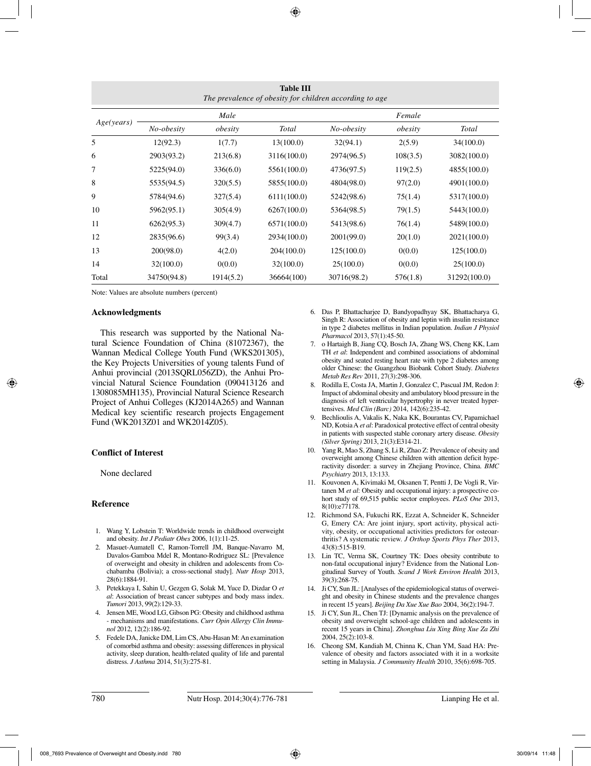**Table III**
*The prevalence of obesity for children according to age*

| Age(years) | Male | | | Female | | |
|---|---|---|---|---|---|---|
| | No-obesity | obesity | Total | No-obesity | obesity | Total |
| 5 | 12(92.3) | 1(7.7) | 13(100.0) | 32(94.1) | 2(5.9) | 34(100.0) |
| 6 | 2903(93.2) | 213(6.8) | 3116(100.0) | 2974(96.5) | 108(3.5) | 3082(100.0) |
| 7 | 5225(94.0) | 336(6.0) | 5561(100.0) | 4736(97.5) | 119(2.5) | 4855(100.0) |
| 8 | 5535(94.5) | 320(5.5) | 5855(100.0) | 4804(98.0) | 97(2.0) | 4901(100.0) |
| 9 | 5784(94.6) | 327(5.4) | 6111(100.0) | 5242(98.6) | 75(1.4) | 5317(100.0) |
| 10 | 5962(95.1) | 305(4.9) | 6267(100.0) | 5364(98.5) | 79(1.5) | 5443(100.0) |
| 11 | 6262(95.3) | 309(4.7) | 6571(100.0) | 5413(98.6) | 76(1.4) | 5489(100.0) |
| 12 | 2835(96.6) | 99(3.4) | 2934(100.0) | 2001(99.0) | 20(1.0) | 2021(100.0) |
| 13 | 200(98.0) | 4(2.0) | 204(100.0) | 125(100.0) | 0(0.0) | 125(100.0) |
| 14 | 32(100.0) | 0(0.0) | 32(100.0) | 25(100.0) | 0(0.0) | 25(100.0) |
| Total | 34750(94.8) | 1914(5.2) | 36664(100) | 30716(98.2) | 576(1.8) | 31292(100.0) |

Note: Values are absolute numbers (percent)

### Acknowledgments

This research was supported by the National Natural Science Foundation of China (81072367), the Wannan Medical College Youth Fund (WKS201305), the Key Projects Universities of young talents Fund of Anhui provincial (2013SQRL056ZD), the Anhui Provincial Natural Science Foundation (090413126 and 1308085MH135), Provincial Natural Science Research Project of Anhui Colleges (KJ2014A265) and Wannan Medical key scientific research projects Engagement Fund (WK2013Z01 and WK2014Z05).

### Conflict of Interest

None declared

### Reference

1. Wang Y, Lobstein T: Worldwide trends in childhood overweight and obesity. *Int J Pediatr Obes* 2006, 1(1):11-25.
2. Masuet-Aumatell C, Ramon-Torrell JM, Banque-Navarro M, Davalos-Gamboa Mdel R, Montano-Rodriguez SL: [Prevalence of overweight and obesity in children and adolescents from Cochabamba (Bolivia); a cross-sectional study]. *Nutr Hosp* 2013, 28(6):1884-91.
3. Petekkaya I, Sahin U, Gezgen G, Solak M, Yuce D, Dizdar O *et al*: Association of breast cancer subtypes and body mass index. *Tumori* 2013, 99(2):129-33.
4. Jensen ME, Wood LG, Gibson PG: Obesity and childhood asthma - mechanisms and manifestations. *Curr Opin Allergy Clin Immunol* 2012, 12(2):186-92.
5. Fedele DA, Janicke DM, Lim CS, Abu-Hasan M: An examination of comorbid asthma and obesity: assessing differences in physical activity, sleep duration, health-related quality of life and parental distress. *J Asthma* 2014, 51(3):275-81.
6. Das P, Bhattacharjee D, Bandyopadhyay SK, Bhattacharya G, Singh R: Association of obesity and leptin with insulin resistance in type 2 diabetes mellitus in Indian population. *Indian J Physiol Pharmacol* 2013, 57(1):45-50.
7. o Hartaigh B, Jiang CQ, Bosch JA, Zhang WS, Cheng KK, Lam TH *et al*: Independent and combined associations of abdominal obesity and seated resting heart rate with type 2 diabetes among older Chinese: the Guangzhou Biobank Cohort Study. *Diabetes Metab Res Rev* 2011, 27(3):298-306.
8. Rodilla E, Costa JA, Martin J, Gonzalez C, Pascual JM, Redon J: Impact of abdominal obesity and ambulatory blood pressure in the diagnosis of left ventricular hypertrophy in never treated hypertensives. *Med Clin (Barc)* 2014, 142(6):235-42.
9. Bechlioulis A, Vakalis K, Naka KK, Bourantas CV, Papamichael ND, Kotsia A *et al*: Paradoxical protective effect of central obesity in patients with suspected stable coronary artery disease. *Obesity (Silver Spring)* 2013, 21(3):E314-21.
10. Yang R, Mao S, Zhang S, Li R, Zhao Z: Prevalence of obesity and overweight among Chinese children with attention deficit hyperactivity disorder: a survey in Zhejiang Province, China. *BMC Psychiatry* 2013, 13:133.
11. Kouvonen A, Kivimaki M, Oksanen T, Pentti J, De Vogli R, Virtanen M *et al*: Obesity and occupational injury: a prospective cohort study of 69,515 public sector employees. *PLoS One* 2013, 8(10):e77178.
12. Richmond SA, Fukuchi RK, Ezzat A, Schneider K, Schneider G, Emery CA: Are joint injury, sport activity, physical activity, obesity, or occupational activities predictors for osteoarthritis? A systematic review. *J Orthop Sports Phys Ther* 2013, 43(8):515-B19.
13. Lin TC, Verma SK, Courtney TK: Does obesity contribute to non-fatal occupational injury? Evidence from the National Longitudinal Survey of Youth. *Scand J Work Environ Health* 2013, 39(3):268-75.
14. Ji CY, Sun JL: [Analyses of the epidemiological status of overweight and obesity in Chinese students and the prevalence changes in recent 15 years]. *Beijing Da Xue Xue Bao* 2004, 36(2):194-7.
15. Ji CY, Sun JL, Chen TJ: [Dynamic analysis on the prevalence of obesity and overweight school-age children and adolescents in recent 15 years in China]. *Zhonghua Liu Xing Bing Xue Za Zhi* 2004, 25(2):103-8.
16. Cheong SM, Kandiah M, Chinna K, Chan YM, Saad HA: Prevalence of obesity and factors associated with it in a worksite setting in Malaysia. *J Community Health* 2010, 35(6):698-705.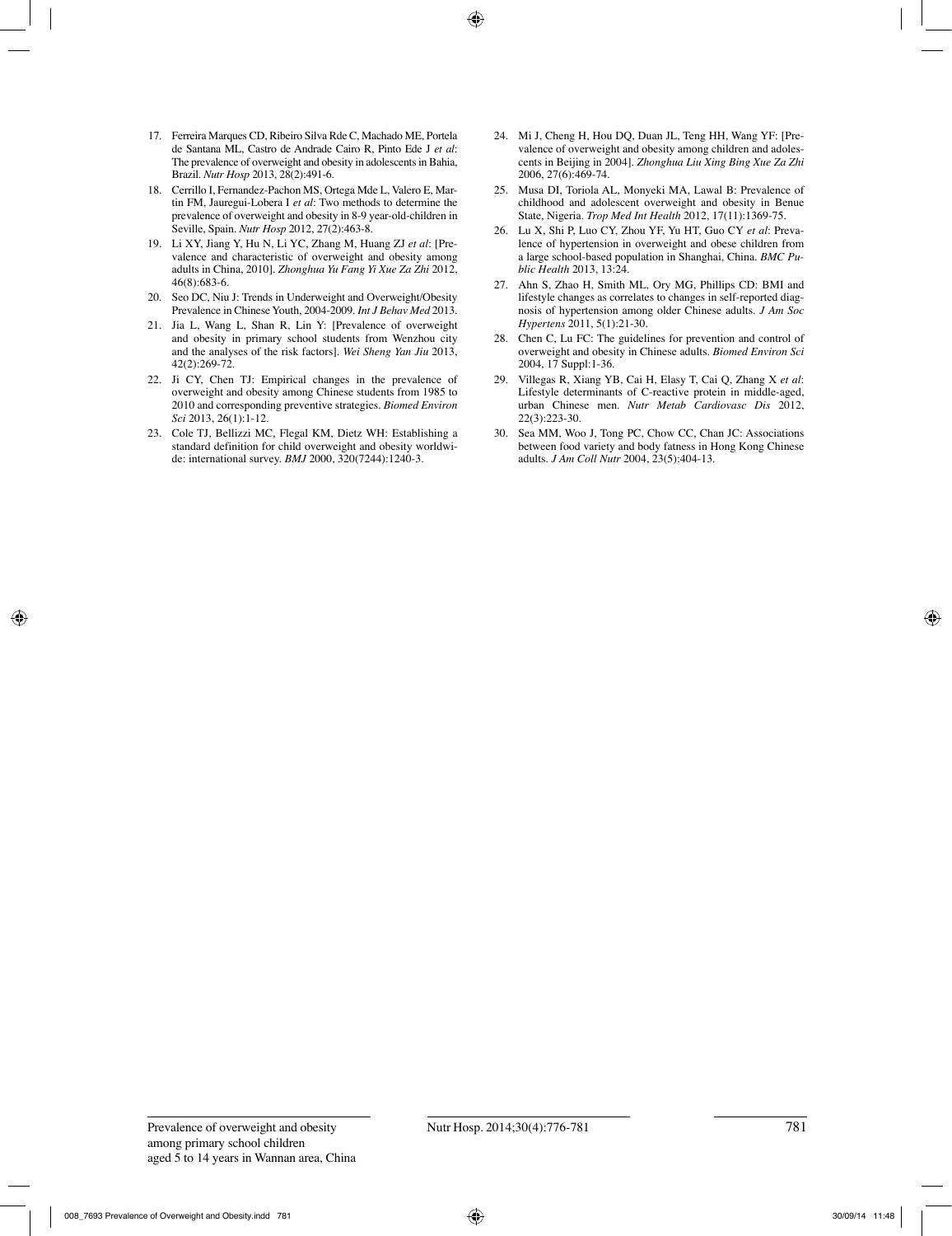17. Ferreira Marques CD, Ribeiro Silva Rde C, Machado ME, Portela de Santana ML, Castro de Andrade Cairo R, Pinto Ede J *et al*: The prevalence of overweight and obesity in adolescents in Bahia, Brazil. *Nutr Hosp* 2013, 28(2):491-6.
18. Cerrillo I, Fernandez-Pachon MS, Ortega Mde L, Valero E, Martin FM, Jauregui-Lobera I *et al*: Two methods to determine the prevalence of overweight and obesity in 8-9 year-old-children in Seville, Spain. *Nutr Hosp* 2012, 27(2):463-8.
19. Li XY, Jiang Y, Hu N, Li YC, Zhang M, Huang ZJ *et al*: [Prevalence and characteristic of overweight and obesity among adults in China, 2010]. *Zhonghua Yu Fang Yi Xue Za Zhi* 2012, 46(8):683-6.
20. Seo DC, Niu J: Trends in Underweight and Overweight/Obesity Prevalence in Chinese Youth, 2004-2009. *Int J Behav Med* 2013.
21. Jia L, Wang L, Shan R, Lin Y: [Prevalence of overweight and obesity in primary school students from Wenzhou city and the analyses of the risk factors]. *Wei Sheng Yan Jiu* 2013, 42(2):269-72.
22. Ji CY, Chen TJ: Empirical changes in the prevalence of overweight and obesity among Chinese students from 1985 to 2010 and corresponding preventive strategies. *Biomed Environ Sci* 2013, 26(1):1-12.
23. Cole TJ, Bellizzi MC, Flegal KM, Dietz WH: Establishing a standard definition for child overweight and obesity worldwide: international survey. *BMJ* 2000, 320(7244):1240-3.
24. Mi J, Cheng H, Hou DQ, Duan JL, Teng HH, Wang YF: [Prevalence of overweight and obesity among children and adolescents in Beijing in 2004]. *Zhonghua Liu Xing Bing Xue Za Zhi* 2006, 27(6):469-74.
25. Musa DI, Toriola AL, Monyeki MA, Lawal B: Prevalence of childhood and adolescent overweight and obesity in Benue State, Nigeria. *Trop Med Int Health* 2012, 17(11):1369-75.
26. Lu X, Shi P, Luo CY, Zhou YF, Yu HT, Guo CY *et al*: Prevalence of hypertension in overweight and obese children from a large school-based population in Shanghai, China. *BMC Public Health* 2013, 13:24.
27. Ahn S, Zhao H, Smith ML, Ory MG, Phillips CD: BMI and lifestyle changes as correlates to changes in self-reported diagnosis of hypertension among older Chinese adults. *J Am Soc Hypertens* 2011, 5(1):21-30.
28. Chen C, Lu FC: The guidelines for prevention and control of overweight and obesity in Chinese adults. *Biomed Environ Sci* 2004, 17 Suppl:1-36.
29. Villegas R, Xiang YB, Cai H, Elasy T, Cai Q, Zhang X *et al*: Lifestyle determinants of C-reactive protein in middle-aged, urban Chinese men. *Nutr Metab Cardiovasc Dis* 2012, 22(3):223-30.
30. Sea MM, Woo J, Tong PC, Chow CC, Chan JC: Associations between food variety and body fatness in Hong Kong Chinese adults. *J Am Coll Nutr* 2004, 23(5):404-13.